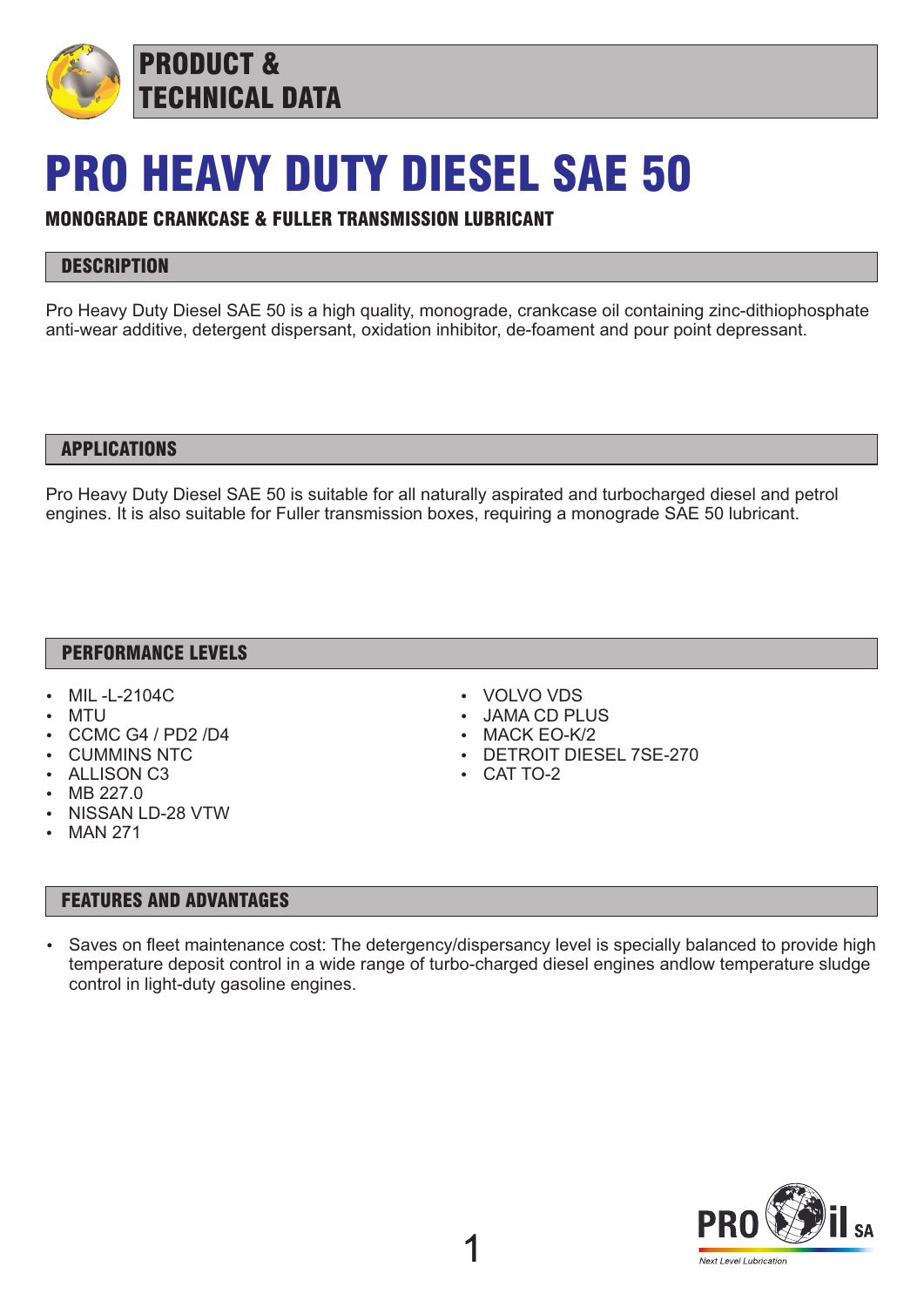PRODUCT & TECHNICAL DATA

# PRO HEAVY DUTY DIESEL SAE 50

**MONOGRADE CRANKCASE & FULLER TRANSMISSION LUBRICANT**

## DESCRIPTION

Pro Heavy Duty Diesel SAE 50 is a high quality, monograde, crankcase oil containing zinc-dithiophosphate anti-wear additive, detergent dispersant, oxidation inhibitor, de-foament and pour point depressant.

## APPLICATIONS

Pro Heavy Duty Diesel SAE 50 is suitable for all naturally aspirated and turbocharged diesel and petrol engines. It is also suitable for Fuller transmission boxes, requiring a monograde SAE 50 lubricant.

## PERFORMANCE LEVELS

- MIL -L-2104C
- MTU
- CCMC G4 / PD2 /D4
- CUMMINS NTC
- ALLISON C3
- MB 227.0
- NISSAN LD-28 VTW
- MAN 271
- VOLVO VDS
- JAMA CD PLUS
- MACK EO-K/2
- DETROIT DIESEL 7SE-270
- CAT TO-2

## FEATURES AND ADVANTAGES

- Saves on fleet maintenance cost: The detergency/dispersancy level is specially balanced to provide high temperature deposit control in a wide range of turbo-charged diesel engines andlow temperature sludge control in light-duty gasoline engines.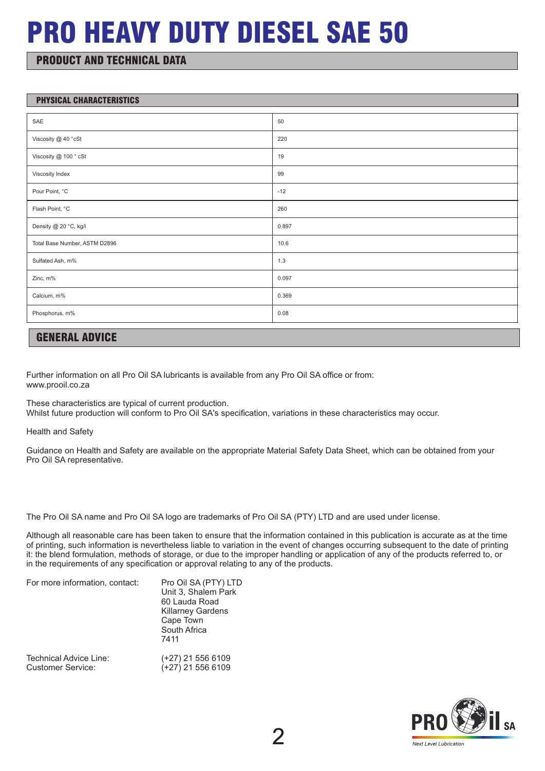# PRO HEAVY DUTY DIESEL SAE 50

## PRODUCT AND TECHNICAL DATA

### PHYSICAL CHARACTERISTICS

| | |
|---|---|
| SAE | 50 |
| Viscosity @ 40 °cSt | 220 |
| Viscosity @ 100 ° cSt | 19 |
| Viscosity Index | 99 |
| Pour Point, °C | -12 |
| Flash Point, °C | 260 |
| Density @ 20 °C, kg/l | 0.897 |
| Total Base Number, ASTM D2896 | 10.6 |
| Sulfated Ash, m% | 1.3 |
| Zinc, m% | 0.097 |
| Calcium, m% | 0.369 |
| Phosphorus, m% | 0.08 |

## GENERAL ADVICE

Further information on all Pro Oil SA lubricants is available from any Pro Oil SA office or from:
www.prooil.co.za

These characteristics are typical of current production.
Whilst future production will conform to Pro Oil SA's specification, variations in these characteristics may occur.

Health and Safety

Guidance on Health and Safety are available on the appropriate Material Safety Data Sheet, which can be obtained from your Pro Oil SA representative.

The Pro Oil SA name and Pro Oil SA logo are trademarks of Pro Oil SA (PTY) LTD and are used under license.

Although all reasonable care has been taken to ensure that the information contained in this publication is accurate as at the time of printing, such information is nevertheless liable to variation in the event of changes occurring subsequent to the date of printing it: the blend formulation, methods of storage, or due to the improper handling or application of any of the products referred to, or in the requirements of any specification or approval relating to any of the products.

For more information, contact:

Pro Oil SA (PTY) LTD
Unit 3, Shalem Park
60 Lauda Road
Killarney Gardens
Cape Town
South Africa
7411

Technical Advice Line: (+27) 21 556 6109
Customer Service: (+27) 21 556 6109

PRO Oil SA
*Next Level Lubrication*